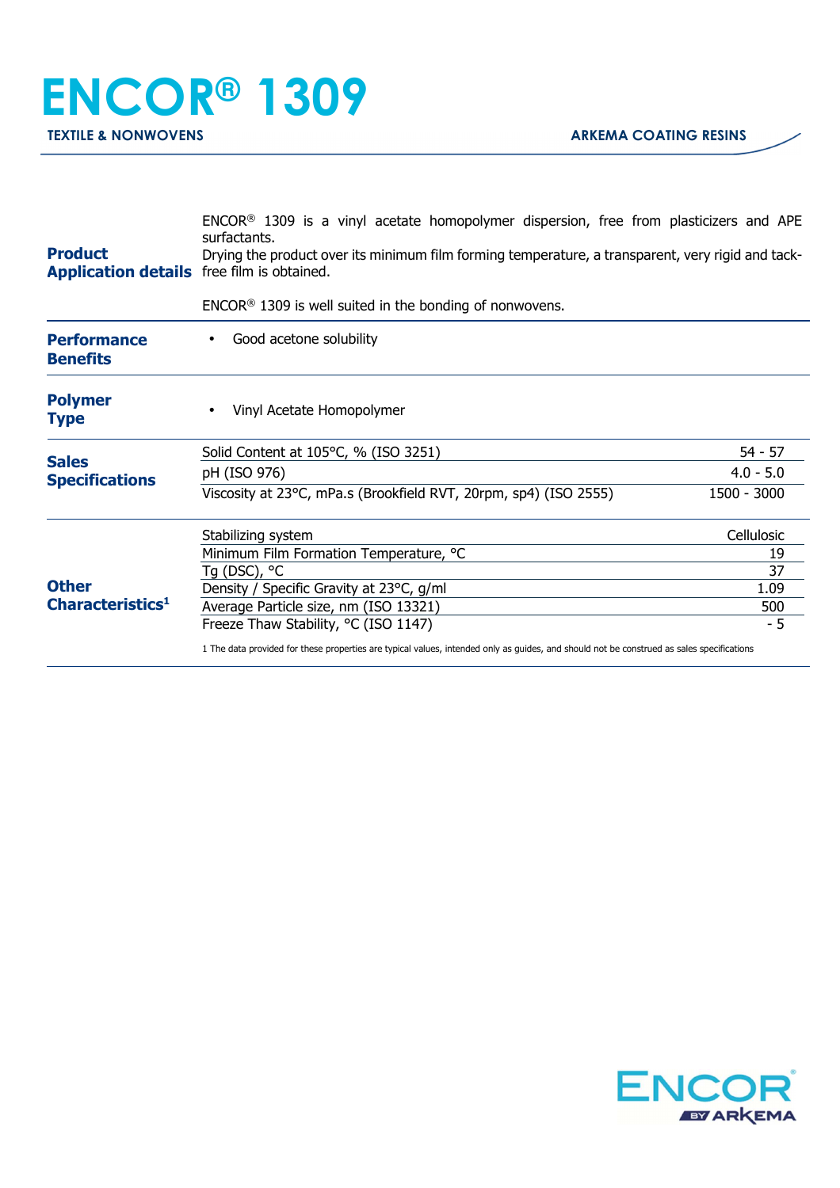# ENCOR® 1309

**TEXTILE & NONWOVENS** | **ARKEMA COATING RESINS**

## Product Application details

ENCOR® 1309 is a vinyl acetate homopolymer dispersion, free from plasticizers and APE surfactants.
Drying the product over its minimum film forming temperature, a transparent, very rigid and tack-free film is obtained.

ENCOR® 1309 is well suited in the bonding of nonwovens.

## Performance Benefits

- Good acetone solubility

## Polymer Type

- Vinyl Acetate Homopolymer

## Sales Specifications

| Property | Value |
|---|---|
| Solid Content at 105°C, % (ISO 3251) | 54 - 57 |
| pH (ISO 976) | 4.0 - 5.0 |
| Viscosity at 23°C, mPa.s (Brookfield RVT, 20rpm, sp4) (ISO 2555) | 1500 - 3000 |

## Other Characteristics[1]

| Property | Value |
|---|---|
| Stabilizing system | Cellulosic |
| Minimum Film Formation Temperature, °C | 19 |
| Tg (DSC), °C | 37 |
| Density / Specific Gravity at 23°C, g/ml | 1.09 |
| Average Particle size, nm (ISO 13321) | 500 |
| Freeze Thaw Stability, °C (ISO 1147) | - 5 |

1 The data provided for these properties are typical values, intended only as guides, and should not be construed as sales specifications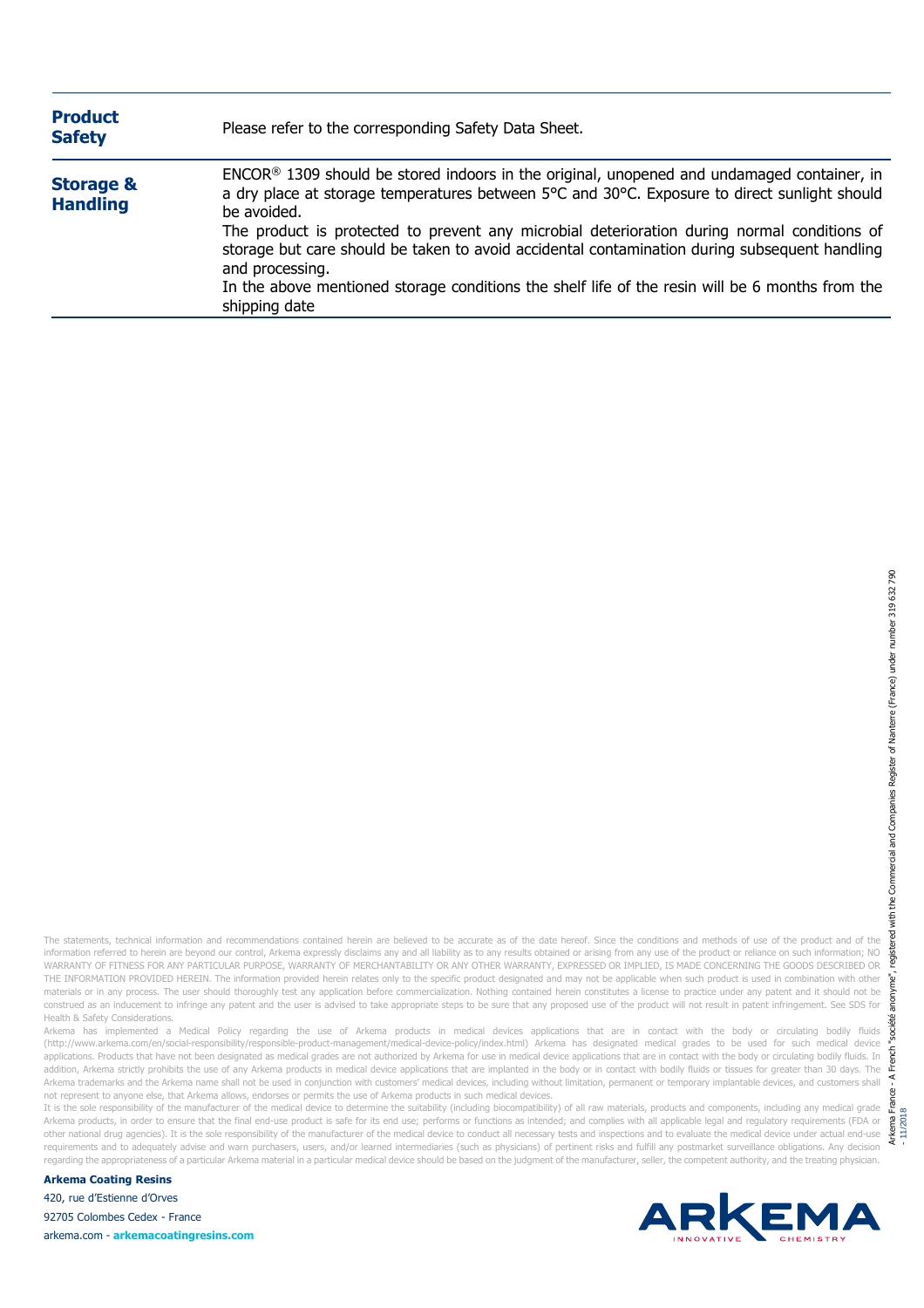| | |
|---|---|
| **Product Safety** | Please refer to the corresponding Safety Data Sheet. |
| **Storage & Handling** | ENCOR® 1309 should be stored indoors in the original, unopened and undamaged container, in a dry place at storage temperatures between 5°C and 30°C. Exposure to direct sunlight should be avoided.<br>The product is protected to prevent any microbial deterioration during normal conditions of storage but care should be taken to avoid accidental contamination during subsequent handling and processing.<br>In the above mentioned storage conditions the shelf life of the resin will be 6 months from the shipping date |

The statements, technical information and recommendations contained herein are believed to be accurate as of the date hereof. Since the conditions and methods of use of the product and of the information referred to herein are beyond our control, Arkema expressly disclaims any and all liability as to any results obtained or arising from any use of the product or reliance on such information; NO WARRANTY OF FITNESS FOR ANY PARTICULAR PURPOSE, WARRANTY OF MERCHANTABILITY OR ANY OTHER WARRANTY, EXPRESSED OR IMPLIED, IS MADE CONCERNING THE GOODS DESCRIBED OR THE INFORMATION PROVIDED HEREIN. The information provided herein relates only to the specific product designated and may not be applicable when such product is used in combination with other materials or in any process. The user should thoroughly test any application before commercialization. Nothing contained herein constitutes a license to practice under any patent and it should not be construed as an inducement to infringe any patent and the user is advised to take appropriate steps to be sure that any proposed use of the product will not result in patent infringement. See SDS for Health & Safety Considerations.

Arkema has implemented a Medical Policy regarding the use of Arkema products in medical devices applications that are in contact with the body or circulating bodily fluids (http://www.arkema.com/en/social-responsibility/responsible-product-management/medical-device-policy/index.html) Arkema has designated medical grades to be used for such medical device applications. Products that have not been designated as medical grades are not authorized by Arkema for use in medical device applications that are in contact with the body or circulating bodily fluids. In addition, Arkema strictly prohibits the use of any Arkema products in medical device applications that are implanted in the body or in contact with bodily fluids or tissues for greater than 30 days. The Arkema trademarks and the Arkema name shall not be used in conjunction with customers' medical devices, including without limitation, permanent or temporary implantable devices, and customers shall not represent to anyone else, that Arkema allows, endorses or permits the use of Arkema products in such medical devices.

It is the sole responsibility of the manufacturer of the medical device to determine the suitability (including biocompatibility) of all raw materials, products and components, including any medical grade Arkema products, in order to ensure that the final end-use product is safe for its end use; performs or functions as intended; and complies with all applicable legal and regulatory requirements (FDA or other national drug agencies). It is the sole responsibility of the manufacturer of the medical device to conduct all necessary tests and inspections and to evaluate the medical device under actual end-use requirements and to adequately advise and warn purchasers, users, and/or learned intermediaries (such as physicians) of pertinent risks and fulfill any postmarket surveillance obligations. Any decision regarding the appropriateness of a particular Arkema material in a particular medical device should be based on the judgment of the manufacturer, seller, the competent authority, and the treating physician.

**Arkema Coating Resins**
420, rue d'Estienne d'Orves
92705 Colombes Cedex - France
arkema.com - **arkemacoatingresins.com**

ARKEMA INNOVATIVE CHEMISTRY

Arkema France - A French "société anonyme", registered with the Commercial and Companies Register of Nanterre (France) under number 319 632 790 - 11/2018